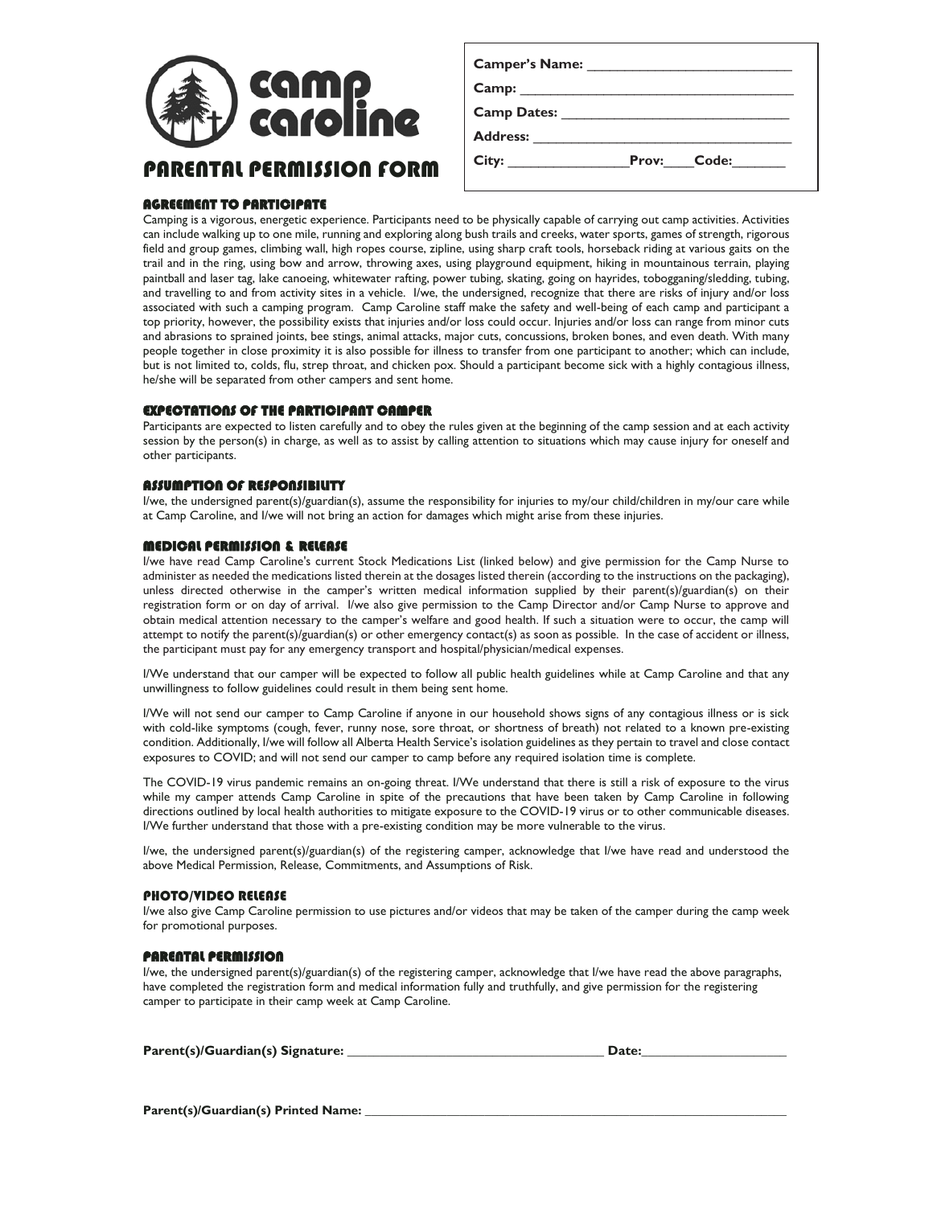# camp caroline

## PARENTAL PERMISSION FORM

**Camper's Name:** ___________________________

**Camp:** ___________________________________

**Camp Dates:** ______________________________

**Address:** _________________________________

**City:** ________________**Prov:**____**Code:**_______

### AGREEMENT TO PARTICIPATE

Camping is a vigorous, energetic experience. Participants need to be physically capable of carrying out camp activities. Activities can include walking up to one mile, running and exploring along bush trails and creeks, water sports, games of strength, rigorous field and group games, climbing wall, high ropes course, zipline, using sharp craft tools, horseback riding at various gaits on the trail and in the ring, using bow and arrow, throwing axes, using playground equipment, hiking in mountainous terrain, playing paintball and laser tag, lake canoeing, whitewater rafting, power tubing, skating, going on hayrides, tobogganing/sledding, tubing, and travelling to and from activity sites in a vehicle. I/we, the undersigned, recognize that there are risks of injury and/or loss associated with such a camping program. Camp Caroline staff make the safety and well-being of each camp and participant a top priority, however, the possibility exists that injuries and/or loss could occur. Injuries and/or loss can range from minor cuts and abrasions to sprained joints, bee stings, animal attacks, major cuts, concussions, broken bones, and even death. With many people together in close proximity it is also possible for illness to transfer from one participant to another; which can include, but is not limited to, colds, flu, strep throat, and chicken pox. Should a participant become sick with a highly contagious illness, he/she will be separated from other campers and sent home.

### EXPECTATIONS OF THE PARTICIPANT CAMPER

Participants are expected to listen carefully and to obey the rules given at the beginning of the camp session and at each activity session by the person(s) in charge, as well as to assist by calling attention to situations which may cause injury for oneself and other participants.

### ASSUMPTION OF RESPONSIBILITY

I/we, the undersigned parent(s)/guardian(s), assume the responsibility for injuries to my/our child/children in my/our care while at Camp Caroline, and I/we will not bring an action for damages which might arise from these injuries.

### MEDICAL PERMISSION & RELEASE

I/we have read Camp Caroline's current Stock Medications List (linked below) and give permission for the Camp Nurse to administer as needed the medications listed therein at the dosages listed therein (according to the instructions on the packaging), unless directed otherwise in the camper's written medical information supplied by their parent(s)/guardian(s) on their registration form or on day of arrival. I/we also give permission to the Camp Director and/or Camp Nurse to approve and obtain medical attention necessary to the camper's welfare and good health. If such a situation were to occur, the camp will attempt to notify the parent(s)/guardian(s) or other emergency contact(s) as soon as possible. In the case of accident or illness, the participant must pay for any emergency transport and hospital/physician/medical expenses.

I/We understand that our camper will be expected to follow all public health guidelines while at Camp Caroline and that any unwillingness to follow guidelines could result in them being sent home.

I/We will not send our camper to Camp Caroline if anyone in our household shows signs of any contagious illness or is sick with cold-like symptoms (cough, fever, runny nose, sore throat, or shortness of breath) not related to a known pre-existing condition. Additionally, I/we will follow all Alberta Health Service's isolation guidelines as they pertain to travel and close contact exposures to COVID; and will not send our camper to camp before any required isolation time is complete.

The COVID-19 virus pandemic remains an on-going threat. I/We understand that there is still a risk of exposure to the virus while my camper attends Camp Caroline in spite of the precautions that have been taken by Camp Caroline in following directions outlined by local health authorities to mitigate exposure to the COVID-19 virus or to other communicable diseases. I/We further understand that those with a pre-existing condition may be more vulnerable to the virus.

I/we, the undersigned parent(s)/guardian(s) of the registering camper, acknowledge that I/we have read and understood the above Medical Permission, Release, Commitments, and Assumptions of Risk.

### PHOTO/VIDEO RELEASE

I/we also give Camp Caroline permission to use pictures and/or videos that may be taken of the camper during the camp week for promotional purposes.

### PARENTAL PERMISSION

I/we, the undersigned parent(s)/guardian(s) of the registering camper, acknowledge that I/we have read the above paragraphs, have completed the registration form and medical information fully and truthfully, and give permission for the registering camper to participate in their camp week at Camp Caroline.

**Parent(s)/Guardian(s) Signature:** ___________________________________ **Date:**____________________

**Parent(s)/Guardian(s) Printed Name:** ______________________________________________________________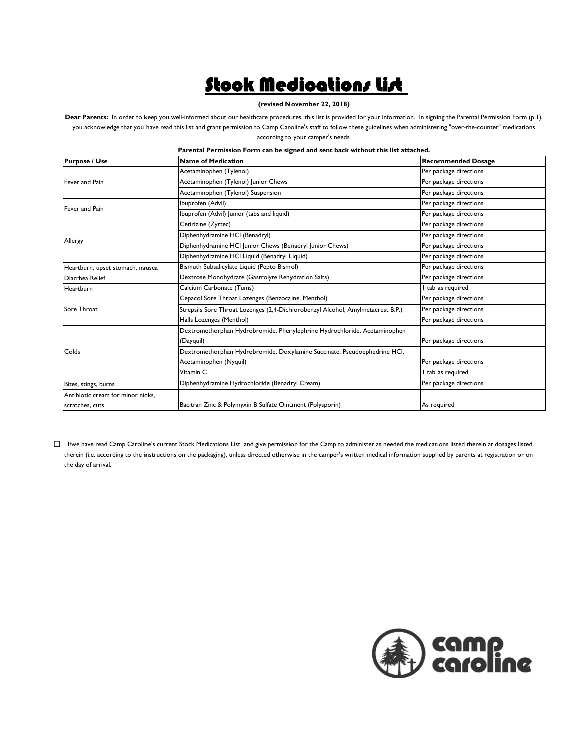# Stock Medications List

**(revised November 22, 2018)**

**Dear Parents:** In order to keep you well-informed about our healthcare procedures, this list is provided for your information. In signing the Parental Permission Form (p.1), you acknowledge that you have read this list and grant permission to Camp Caroline's staff to follow these guidelines when administering "over-the-counter" medications according to your camper's needs.

**Parental Permission Form can be signed and sent back without this list attached.**

| Purpose / Use | Name of Medication | Recommended Dosage |
|---|---|---|
| Fever and Pain | Acetaminophen (Tylenol) | Per package directions |
| | Acetaminophen (Tylenol) Junior Chews | Per package directions |
| | Acetaminophen (Tylenol) Suspension | Per package directions |
| Fever and Pain | Ibuprofen (Advil) | Per package directions |
| | Ibuprofen (Advil) Junior (tabs and liquid) | Per package directions |
| Allergy | Cetirizine (Zyrtec) | Per package directions |
| | Diphenhydramine HCl (Benadryl) | Per package directions |
| | Diphenhydramine HCl Junior Chews (Benadryl Junior Chews) | Per package directions |
| | Diphenhydramine HCl Liquid (Benadryl Liquid) | Per package directions |
| Heartburn, upset stomach, nausea | Bismuth Subsalicylate Liquid (Pepto Bismol) | Per package directions |
| Diarrhea Relief | Dextrose Monohydrate (Gastrolyte Rehydration Salts) | Per package directions |
| Heartburn | Calcium Carbonate (Tums) | 1 tab as required |
| Sore Throat | Cepacol Sore Throat Lozenges (Benzocaine, Menthol) | Per package directions |
| | Strepsils Sore Throat Lozenges (2,4-Dichlorobenzyl Alcohol, Amylmetacrest B.P.) | Per package directions |
| | Halls Lozenges (Menthol) | Per package directions |
| Colds | Dextromethorphan Hydrobromide, Phenylephrine Hydrochloride, Acetaminophen (Dayquil) | Per package directions |
| | Dextromethorphan Hydrobromide, Doxylamine Succinate, Pseudoephedrine HCl, Acetaminophen (Nyquil) | Per package directions |
| | Vitamin C | 1 tab as required |
| Bites, stings, burns | Diphenhydramine Hydrochloride (Benadryl Cream) | Per package directions |
| Antibiotic cream for minor nicks, scratches, cuts | Bacitran Zinc & Polymyxin B Sulfate Ointment (Polysporin) | As required |

☐ I/we have read Camp Caroline's current Stock Medications List and give permission for the Camp to administer as needed the medications listed therein at dosages listed therein (i.e. according to the instructions on the packaging), unless directed otherwise in the camper's written medical information supplied by parents at registration or on the day of arrival.

camp caroline